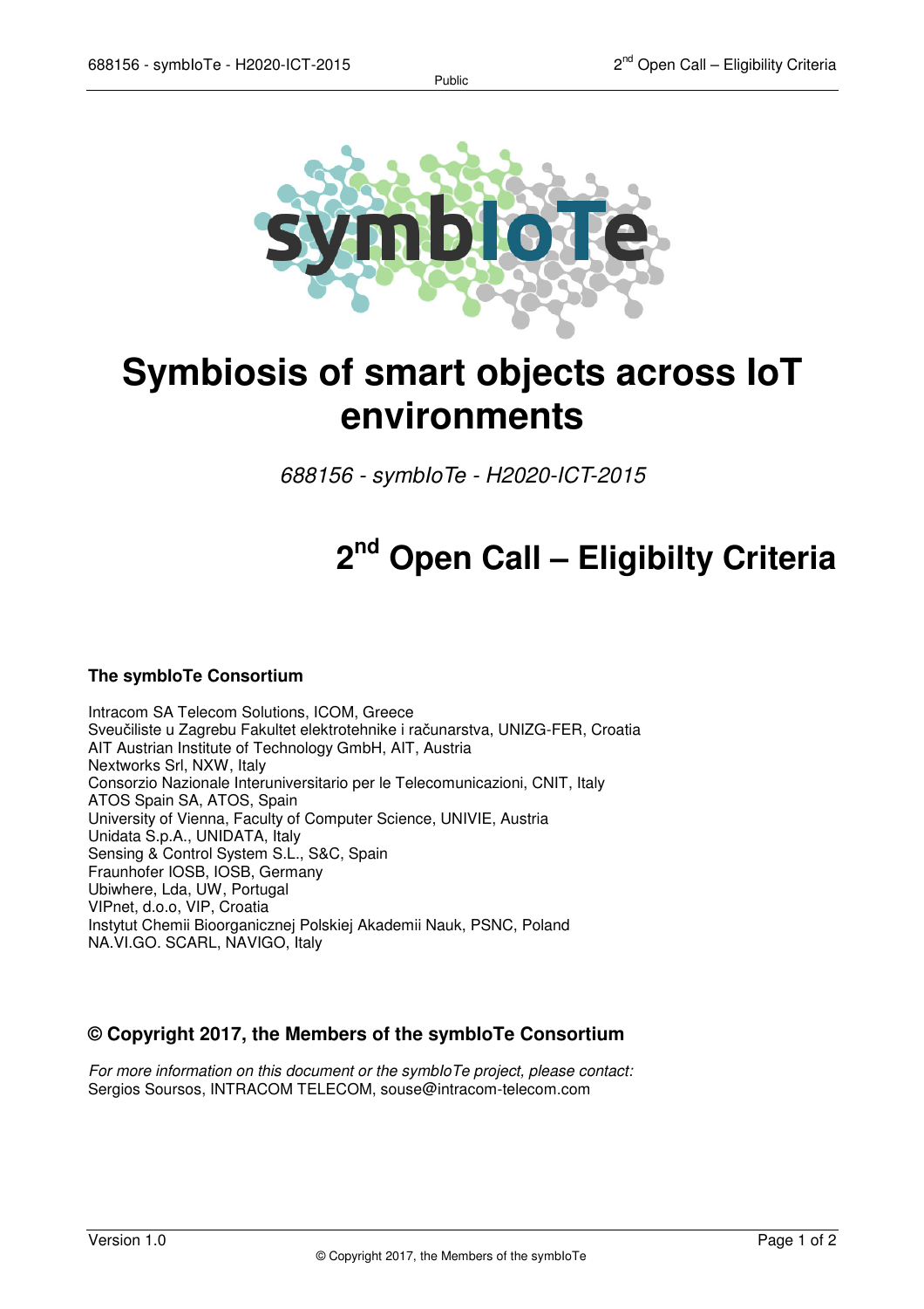# Symbiosis of smart objects across IoT environments

*688156 - symbIoTe - H2020-ICT-2015*

# 2nd Open Call – Eligibilty Criteria

### The symbIoTe Consortium

Intracom SA Telecom Solutions, ICOM, Greece
Sveučiliste u Zagrebu Fakultet elektrotehnike i računarstva, UNIZG-FER, Croatia
AIT Austrian Institute of Technology GmbH, AIT, Austria
Nextworks Srl, NXW, Italy
Consorzio Nazionale Interuniversitario per le Telecomunicazioni, CNIT, Italy
ATOS Spain SA, ATOS, Spain
University of Vienna, Faculty of Computer Science, UNIVIE, Austria
Unidata S.p.A., UNIDATA, Italy
Sensing & Control System S.L., S&C, Spain
Fraunhofer IOSB, IOSB, Germany
Ubiwhere, Lda, UW, Portugal
VIPnet, d.o.o, VIP, Croatia
Instytut Chemii Bioorganicznej Polskiej Akademii Nauk, PSNC, Poland
NA.VI.GO. SCARL, NAVIGO, Italy

### © Copyright 2017, the Members of the symbIoTe Consortium

*For more information on this document or the symbIoTe project, please contact:*
Sergios Soursos, INTRACOM TELECOM, souse@intracom-telecom.com

Version 1.0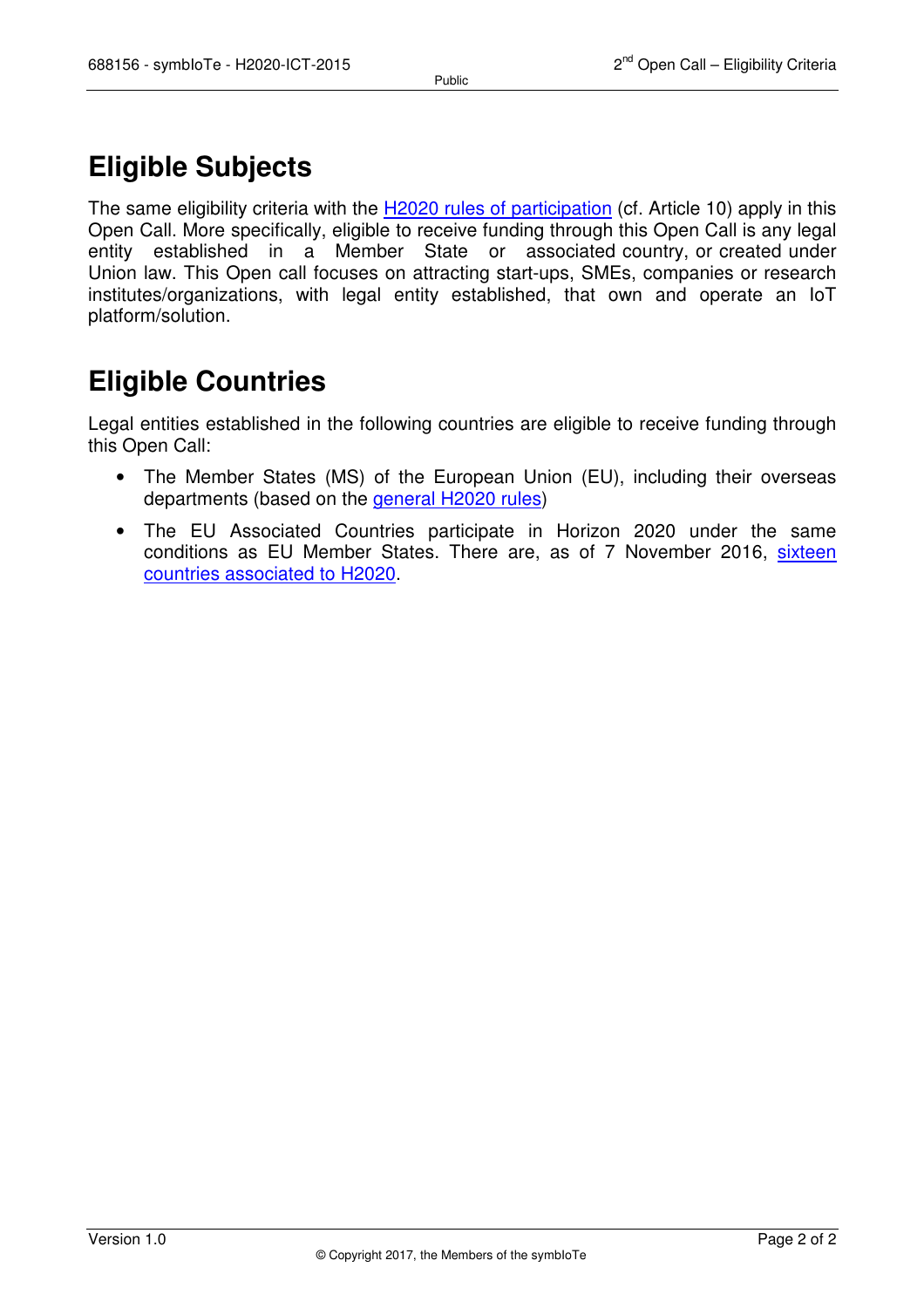# Eligible Subjects

The same eligibility criteria with the H2020 rules of participation (cf. Article 10) apply in this Open Call. More specifically, eligible to receive funding through this Open Call is any legal entity established in a Member State or associated country, or created under Union law. This Open call focuses on attracting start-ups, SMEs, companies or research institutes/organizations, with legal entity established, that own and operate an IoT platform/solution.

# Eligible Countries

Legal entities established in the following countries are eligible to receive funding through this Open Call:

- The Member States (MS) of the European Union (EU), including their overseas departments (based on the general H2020 rules)
- The EU Associated Countries participate in Horizon 2020 under the same conditions as EU Member States. There are, as of 7 November 2016, sixteen countries associated to H2020.